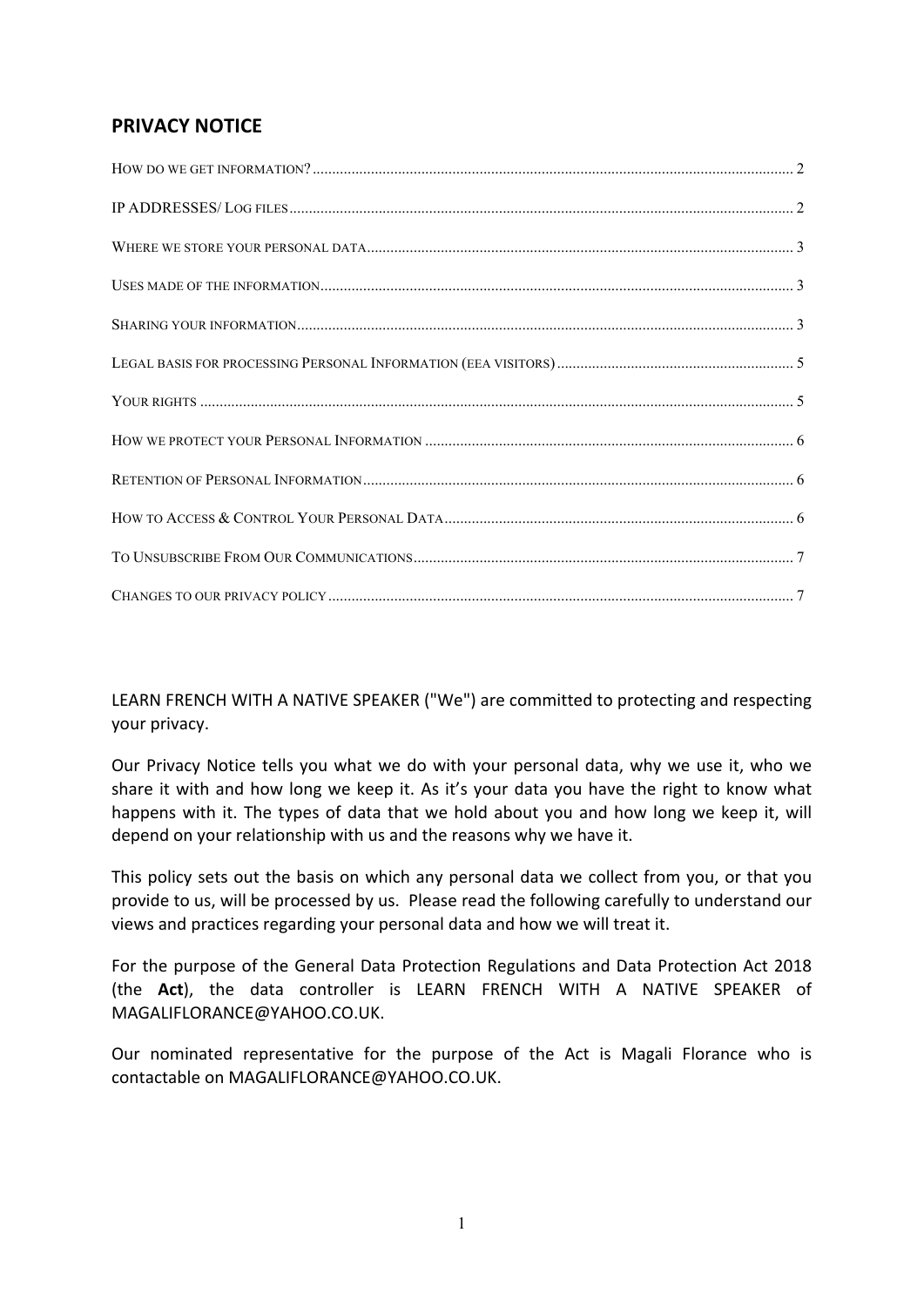# PRIVACY NOTICE

HOW DO WE GET INFORMATION? .......... 2

IP ADDRESSES/ LOG FILES .......... 2

WHERE WE STORE YOUR PERSONAL DATA .......... 3

USES MADE OF THE INFORMATION .......... 3

SHARING YOUR INFORMATION .......... 3

LEGAL BASIS FOR PROCESSING PERSONAL INFORMATION (EEA VISITORS) .......... 5

YOUR RIGHTS .......... 5

HOW WE PROTECT YOUR PERSONAL INFORMATION .......... 6

RETENTION OF PERSONAL INFORMATION .......... 6

HOW TO ACCESS & CONTROL YOUR PERSONAL DATA .......... 6

TO UNSUBSCRIBE FROM OUR COMMUNICATIONS .......... 7

CHANGES TO OUR PRIVACY POLICY .......... 7

LEARN FRENCH WITH A NATIVE SPEAKER ("We") are committed to protecting and respecting your privacy.

Our Privacy Notice tells you what we do with your personal data, why we use it, who we share it with and how long we keep it. As it's your data you have the right to know what happens with it. The types of data that we hold about you and how long we keep it, will depend on your relationship with us and the reasons why we have it.

This policy sets out the basis on which any personal data we collect from you, or that you provide to us, will be processed by us. Please read the following carefully to understand our views and practices regarding your personal data and how we will treat it.

For the purpose of the General Data Protection Regulations and Data Protection Act 2018 (the **Act**), the data controller is LEARN FRENCH WITH A NATIVE SPEAKER of MAGALIFLORANCE@YAHOO.CO.UK.

Our nominated representative for the purpose of the Act is Magali Florance who is contactable on MAGALIFLORANCE@YAHOO.CO.UK.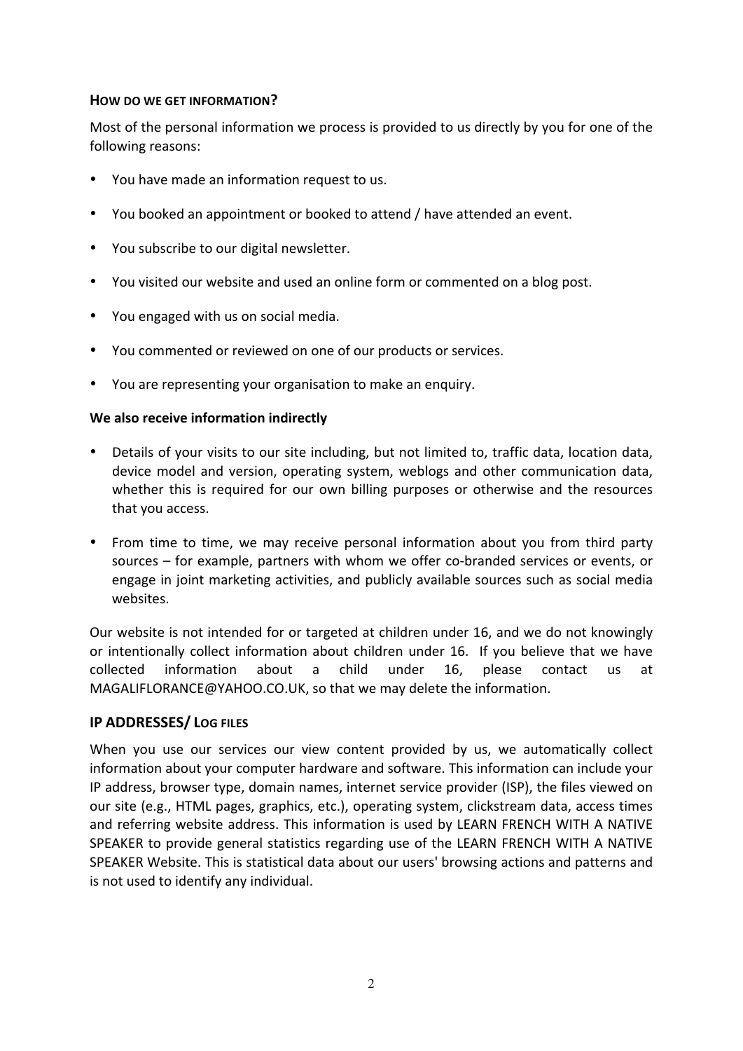### HOW DO WE GET INFORMATION?

Most of the personal information we process is provided to us directly by you for one of the following reasons:

- You have made an information request to us.
- You booked an appointment or booked to attend / have attended an event.
- You subscribe to our digital newsletter.
- You visited our website and used an online form or commented on a blog post.
- You engaged with us on social media.
- You commented or reviewed on one of our products or services.
- You are representing your organisation to make an enquiry.

**We also receive information indirectly**

- Details of your visits to our site including, but not limited to, traffic data, location data, device model and version, operating system, weblogs and other communication data, whether this is required for our own billing purposes or otherwise and the resources that you access.
- From time to time, we may receive personal information about you from third party sources – for example, partners with whom we offer co-branded services or events, or engage in joint marketing activities, and publicly available sources such as social media websites.

Our website is not intended for or targeted at children under 16, and we do not knowingly or intentionally collect information about children under 16. If you believe that we have collected information about a child under 16, please contact us at MAGALIFLORANCE@YAHOO.CO.UK, so that we may delete the information.

## IP ADDRESSES/ LOG FILES

When you use our services our view content provided by us, we automatically collect information about your computer hardware and software. This information can include your IP address, browser type, domain names, internet service provider (ISP), the files viewed on our site (e.g., HTML pages, graphics, etc.), operating system, clickstream data, access times and referring website address. This information is used by LEARN FRENCH WITH A NATIVE SPEAKER to provide general statistics regarding use of the LEARN FRENCH WITH A NATIVE SPEAKER Website. This is statistical data about our users' browsing actions and patterns and is not used to identify any individual.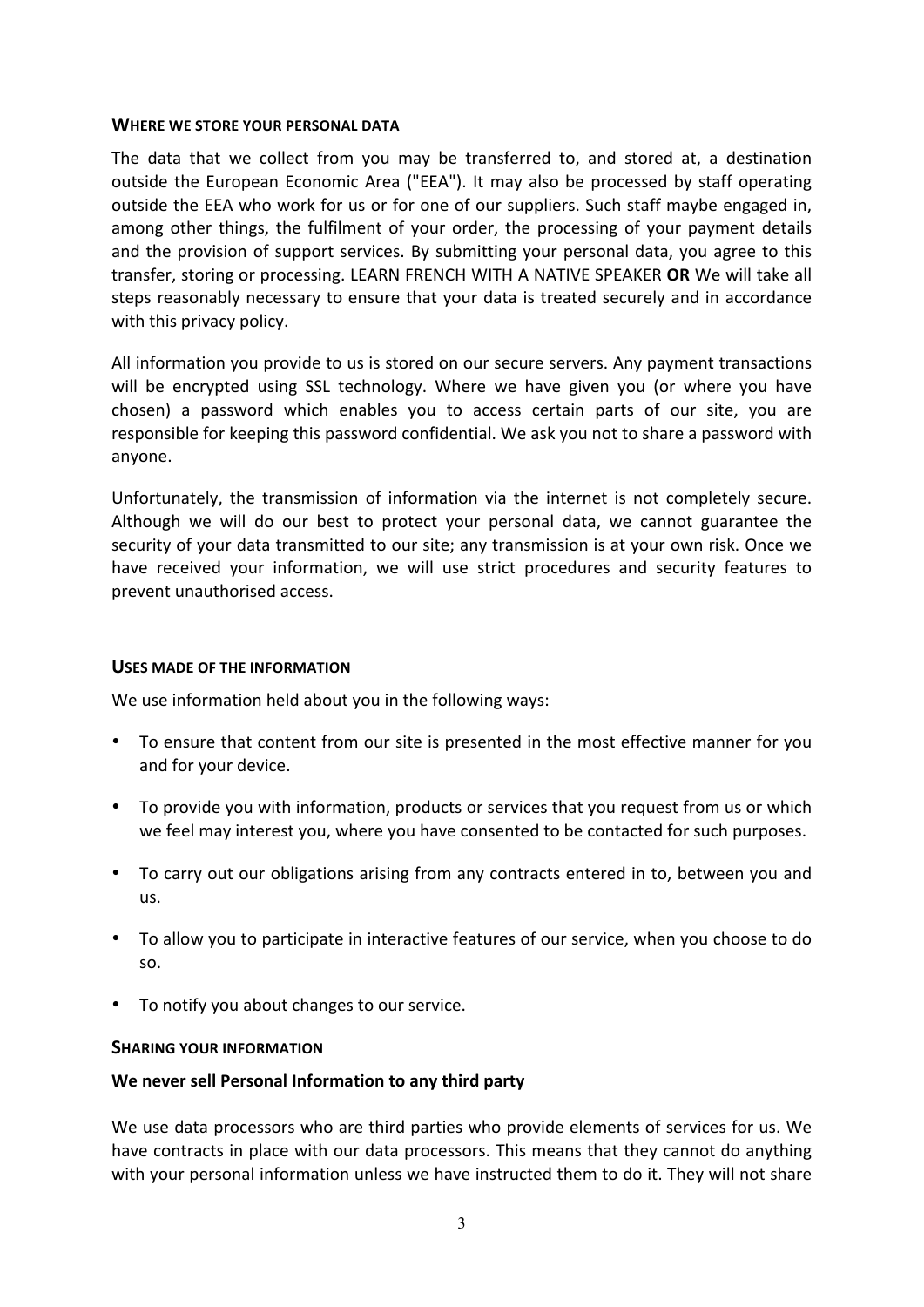## WHERE WE STORE YOUR PERSONAL DATA

The data that we collect from you may be transferred to, and stored at, a destination outside the European Economic Area ("EEA"). It may also be processed by staff operating outside the EEA who work for us or for one of our suppliers. Such staff maybe engaged in, among other things, the fulfilment of your order, the processing of your payment details and the provision of support services. By submitting your personal data, you agree to this transfer, storing or processing. LEARN FRENCH WITH A NATIVE SPEAKER **OR** We will take all steps reasonably necessary to ensure that your data is treated securely and in accordance with this privacy policy.

All information you provide to us is stored on our secure servers. Any payment transactions will be encrypted using SSL technology. Where we have given you (or where you have chosen) a password which enables you to access certain parts of our site, you are responsible for keeping this password confidential. We ask you not to share a password with anyone.

Unfortunately, the transmission of information via the internet is not completely secure. Although we will do our best to protect your personal data, we cannot guarantee the security of your data transmitted to our site; any transmission is at your own risk. Once we have received your information, we will use strict procedures and security features to prevent unauthorised access.

## USES MADE OF THE INFORMATION

We use information held about you in the following ways:

- To ensure that content from our site is presented in the most effective manner for you and for your device.
- To provide you with information, products or services that you request from us or which we feel may interest you, where you have consented to be contacted for such purposes.
- To carry out our obligations arising from any contracts entered in to, between you and us.
- To allow you to participate in interactive features of our service, when you choose to do so.
- To notify you about changes to our service.

## SHARING YOUR INFORMATION

**We never sell Personal Information to any third party**

We use data processors who are third parties who provide elements of services for us. We have contracts in place with our data processors. This means that they cannot do anything with your personal information unless we have instructed them to do it. They will not share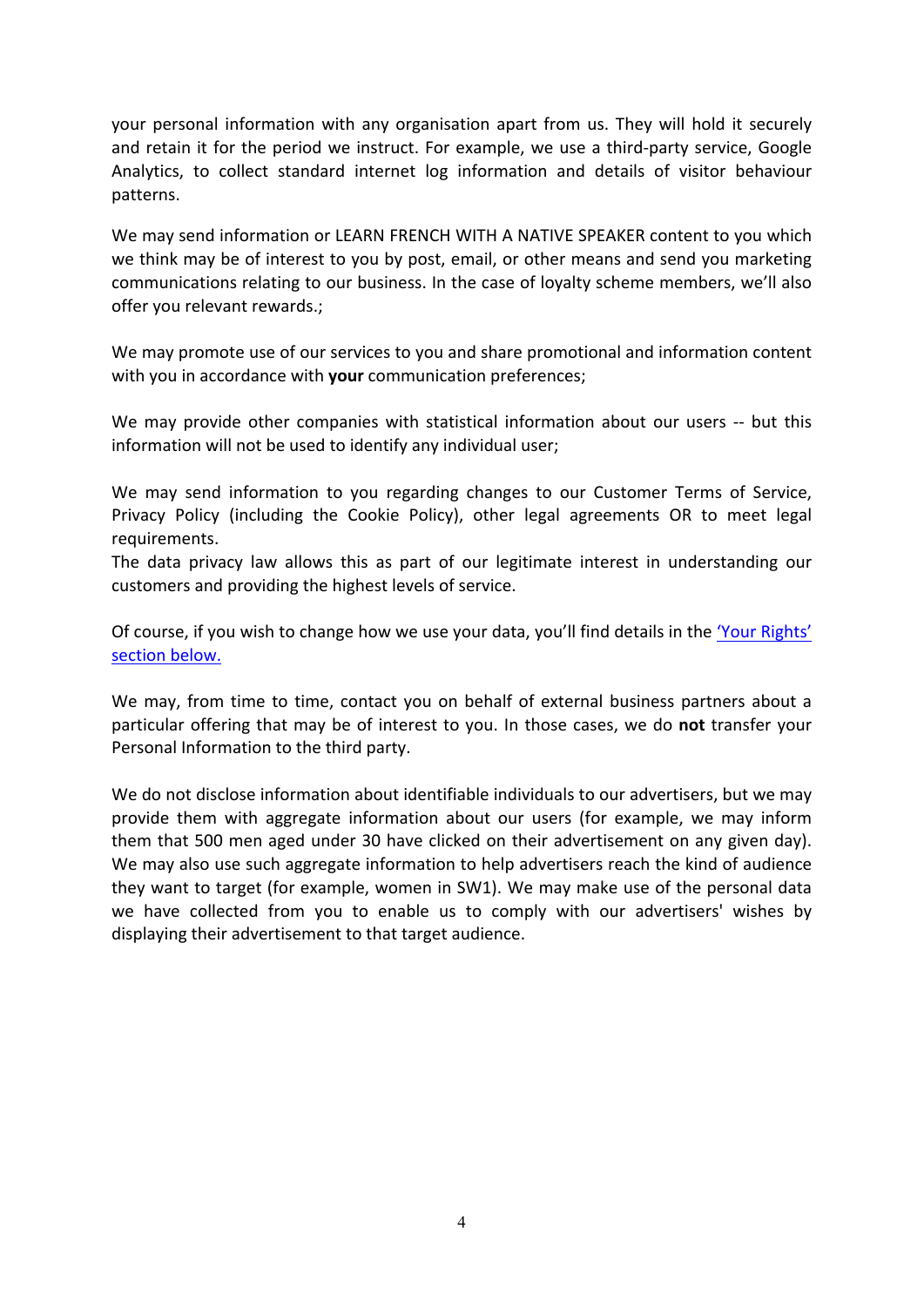your personal information with any organisation apart from us. They will hold it securely and retain it for the period we instruct. For example, we use a third-party service, Google Analytics, to collect standard internet log information and details of visitor behaviour patterns.

We may send information or LEARN FRENCH WITH A NATIVE SPEAKER content to you which we think may be of interest to you by post, email, or other means and send you marketing communications relating to our business. In the case of loyalty scheme members, we'll also offer you relevant rewards.;

We may promote use of our services to you and share promotional and information content with you in accordance with **your** communication preferences;

We may provide other companies with statistical information about our users -- but this information will not be used to identify any individual user;

We may send information to you regarding changes to our Customer Terms of Service, Privacy Policy (including the Cookie Policy), other legal agreements OR to meet legal requirements.
The data privacy law allows this as part of our legitimate interest in understanding our customers and providing the highest levels of service.

Of course, if you wish to change how we use your data, you'll find details in the 'Your Rights' section below.

We may, from time to time, contact you on behalf of external business partners about a particular offering that may be of interest to you. In those cases, we do **not** transfer your Personal Information to the third party.

We do not disclose information about identifiable individuals to our advertisers, but we may provide them with aggregate information about our users (for example, we may inform them that 500 men aged under 30 have clicked on their advertisement on any given day). We may also use such aggregate information to help advertisers reach the kind of audience they want to target (for example, women in SW1). We may make use of the personal data we have collected from you to enable us to comply with our advertisers' wishes by displaying their advertisement to that target audience.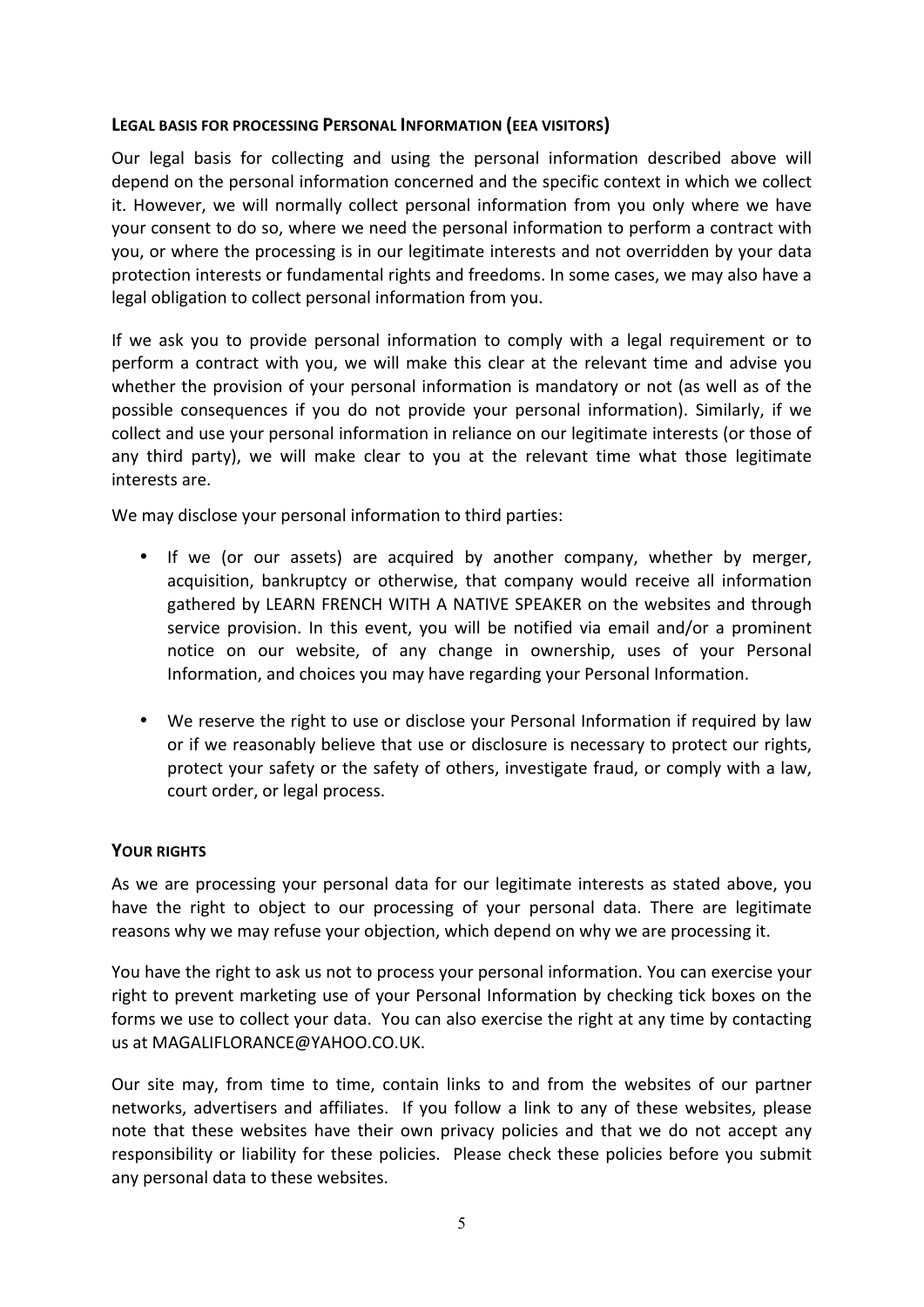**LEGAL BASIS FOR PROCESSING PERSONAL INFORMATION (EEA VISITORS)**

Our legal basis for collecting and using the personal information described above will depend on the personal information concerned and the specific context in which we collect it. However, we will normally collect personal information from you only where we have your consent to do so, where we need the personal information to perform a contract with you, or where the processing is in our legitimate interests and not overridden by your data protection interests or fundamental rights and freedoms. In some cases, we may also have a legal obligation to collect personal information from you.

If we ask you to provide personal information to comply with a legal requirement or to perform a contract with you, we will make this clear at the relevant time and advise you whether the provision of your personal information is mandatory or not (as well as of the possible consequences if you do not provide your personal information). Similarly, if we collect and use your personal information in reliance on our legitimate interests (or those of any third party), we will make clear to you at the relevant time what those legitimate interests are.

We may disclose your personal information to third parties:

- If we (or our assets) are acquired by another company, whether by merger, acquisition, bankruptcy or otherwise, that company would receive all information gathered by LEARN FRENCH WITH A NATIVE SPEAKER on the websites and through service provision. In this event, you will be notified via email and/or a prominent notice on our website, of any change in ownership, uses of your Personal Information, and choices you may have regarding your Personal Information.

- We reserve the right to use or disclose your Personal Information if required by law or if we reasonably believe that use or disclosure is necessary to protect our rights, protect your safety or the safety of others, investigate fraud, or comply with a law, court order, or legal process.

**YOUR RIGHTS**

As we are processing your personal data for our legitimate interests as stated above, you have the right to object to our processing of your personal data. There are legitimate reasons why we may refuse your objection, which depend on why we are processing it.

You have the right to ask us not to process your personal information. You can exercise your right to prevent marketing use of your Personal Information by checking tick boxes on the forms we use to collect your data. You can also exercise the right at any time by contacting us at MAGALIFLORANCE@YAHOO.CO.UK.

Our site may, from time to time, contain links to and from the websites of our partner networks, advertisers and affiliates. If you follow a link to any of these websites, please note that these websites have their own privacy policies and that we do not accept any responsibility or liability for these policies. Please check these policies before you submit any personal data to these websites.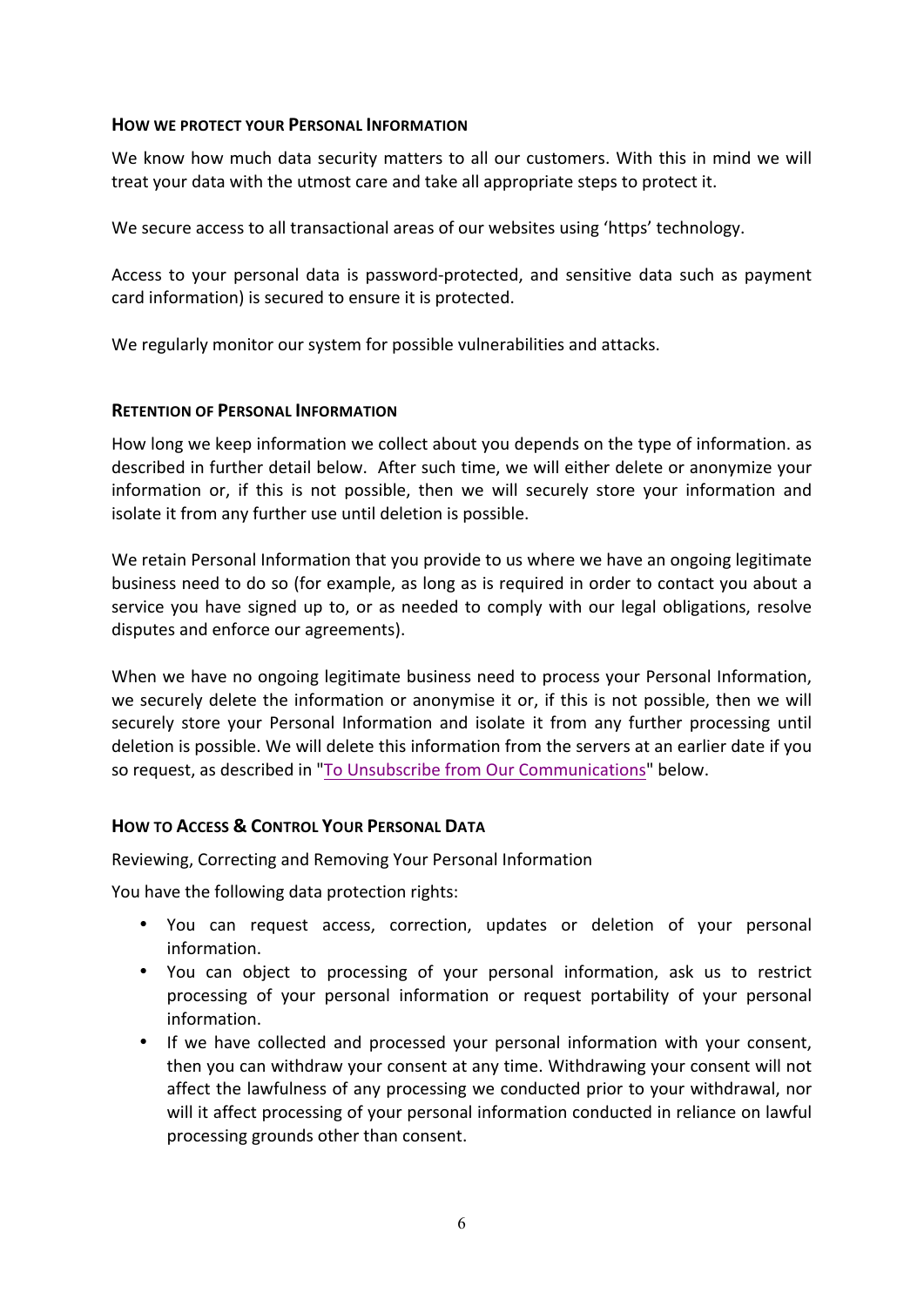## How we protect your Personal Information

We know how much data security matters to all our customers. With this in mind we will treat your data with the utmost care and take all appropriate steps to protect it.

We secure access to all transactional areas of our websites using 'https' technology.

Access to your personal data is password-protected, and sensitive data such as payment card information) is secured to ensure it is protected.

We regularly monitor our system for possible vulnerabilities and attacks.

## Retention of Personal Information

How long we keep information we collect about you depends on the type of information. as described in further detail below. After such time, we will either delete or anonymize your information or, if this is not possible, then we will securely store your information and isolate it from any further use until deletion is possible.

We retain Personal Information that you provide to us where we have an ongoing legitimate business need to do so (for example, as long as is required in order to contact you about a service you have signed up to, or as needed to comply with our legal obligations, resolve disputes and enforce our agreements).

When we have no ongoing legitimate business need to process your Personal Information, we securely delete the information or anonymise it or, if this is not possible, then we will securely store your Personal Information and isolate it from any further processing until deletion is possible. We will delete this information from the servers at an earlier date if you so request, as described in "To Unsubscribe from Our Communications" below.

## How to Access & Control Your Personal Data

Reviewing, Correcting and Removing Your Personal Information

You have the following data protection rights:

- You can request access, correction, updates or deletion of your personal information.
- You can object to processing of your personal information, ask us to restrict processing of your personal information or request portability of your personal information.
- If we have collected and processed your personal information with your consent, then you can withdraw your consent at any time. Withdrawing your consent will not affect the lawfulness of any processing we conducted prior to your withdrawal, nor will it affect processing of your personal information conducted in reliance on lawful processing grounds other than consent.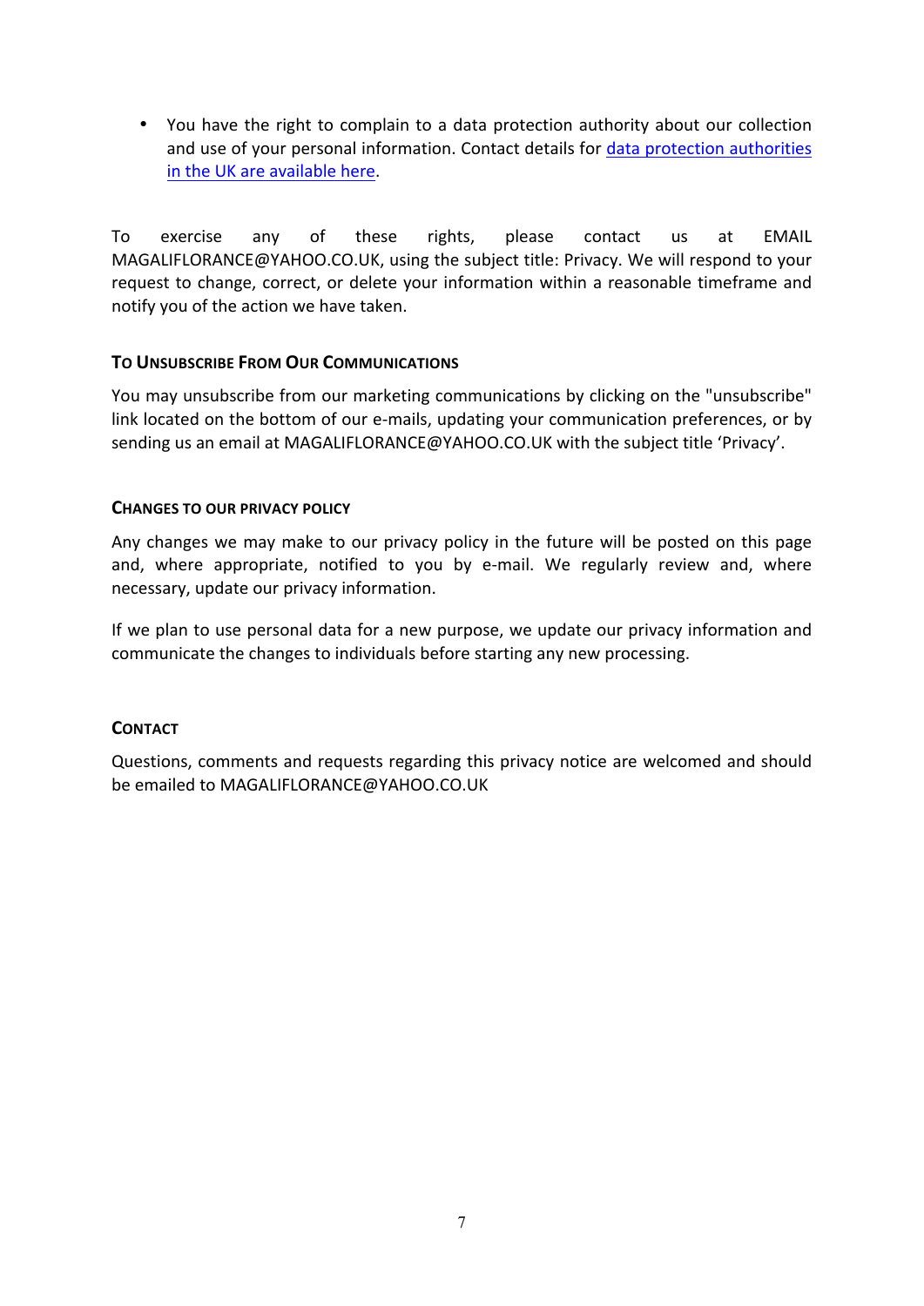- You have the right to complain to a data protection authority about our collection and use of your personal information. Contact details for [data protection authorities in the UK are available here](#).

To exercise any of these rights, please contact us at EMAIL MAGALIFLORANCE@YAHOO.CO.UK, using the subject title: Privacy. We will respond to your request to change, correct, or delete your information within a reasonable timeframe and notify you of the action we have taken.

### To Unsubscribe From Our Communications

You may unsubscribe from our marketing communications by clicking on the "unsubscribe" link located on the bottom of our e-mails, updating your communication preferences, or by sending us an email at MAGALIFLORANCE@YAHOO.CO.UK with the subject title 'Privacy'.

### Changes to our privacy policy

Any changes we may make to our privacy policy in the future will be posted on this page and, where appropriate, notified to you by e-mail. We regularly review and, where necessary, update our privacy information.

If we plan to use personal data for a new purpose, we update our privacy information and communicate the changes to individuals before starting any new processing.

### Contact

Questions, comments and requests regarding this privacy notice are welcomed and should be emailed to MAGALIFLORANCE@YAHOO.CO.UK